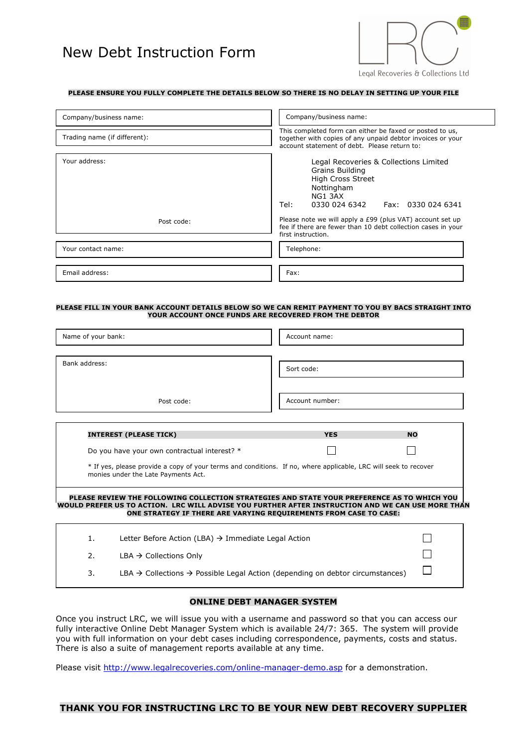# New Debt Instruction Form

Legal Recoveries & Collections Ltd

**PLEASE ENSURE YOU FULLY COMPLETE THE DETAILS BELOW SO THERE IS NO DELAY IN SETTING UP YOUR FILE**

Company/business name:

Trading name (if different):

Your address:

Post code:

Your contact name:

Email address:

Company/business name:

This completed form can either be faxed or posted to us, together with copies of any unpaid debtor invoices or your account statement of debt. Please return to:

Legal Recoveries & Collections Limited
Grains Building
High Cross Street
Nottingham
NG1 3AX

Tel: 0330 024 6342 Fax: 0330 024 6341

Please note we will apply a £99 (plus VAT) account set up fee if there are fewer than 10 debt collection cases in your first instruction.

Telephone:

Fax:

**PLEASE FILL IN YOUR BANK ACCOUNT DETAILS BELOW SO WE CAN REMIT PAYMENT TO YOU BY BACS STRAIGHT INTO YOUR ACCOUNT ONCE FUNDS ARE RECOVERED FROM THE DEBTOR**

Name of your bank:

Bank address:

Post code:

Account name:

Sort code:

Account number:

| INTEREST (PLEASE TICK) | YES | NO |
|---|---|---|
| Do you have your own contractual interest? * | ☐ | ☐ |

\* If yes, please provide a copy of your terms and conditions. If no, where applicable, LRC will seek to recover monies under the Late Payments Act.

**PLEASE REVIEW THE FOLLOWING COLLECTION STRATEGIES AND STATE YOUR PREFERENCE AS TO WHICH YOU WOULD PREFER US TO ACTION. LRC WILL ADVISE YOU FURTHER AFTER INSTRUCTION AND WE CAN USE MORE THAN ONE STRATEGY IF THERE ARE VARYING REQUIREMENTS FROM CASE TO CASE:**

1. Letter Before Action (LBA) → Immediate Legal Action ☐
2. LBA → Collections Only ☐
3. LBA → Collections → Possible Legal Action (depending on debtor circumstances) ☐

## ONLINE DEBT MANAGER SYSTEM

Once you instruct LRC, we will issue you with a username and password so that you can access our fully interactive Online Debt Manager System which is available 24/7: 365. The system will provide you with full information on your debt cases including correspondence, payments, costs and status. There is also a suite of management reports available at any time.

Please visit [http://www.legalrecoveries.com/online-manager-demo.asp](http://www.legalrecoveries.com/online-manager-demo.asp) for a demonstration.

**THANK YOU FOR INSTRUCTING LRC TO BE YOUR NEW DEBT RECOVERY SUPPLIER**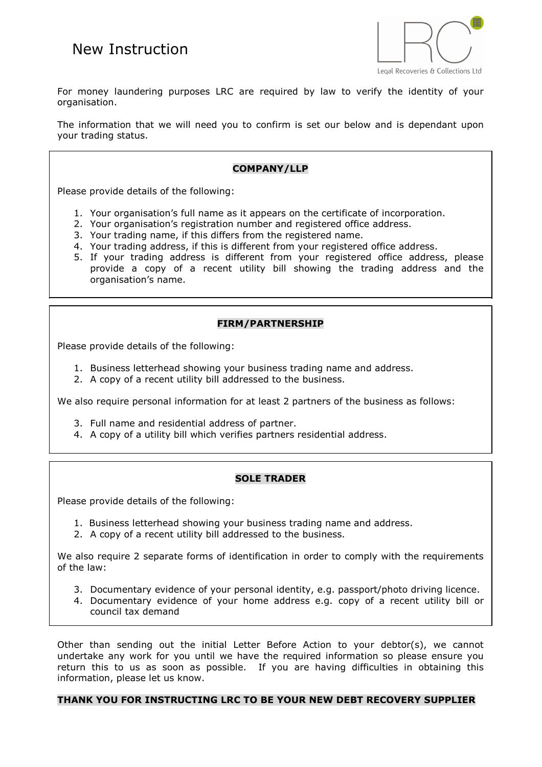# New Instruction

Legal Recoveries & Collections Ltd

For money laundering purposes LRC are required by law to verify the identity of your organisation.

The information that we will need you to confirm is set our below and is dependant upon your trading status.

## COMPANY/LLP

Please provide details of the following:

1. Your organisation's full name as it appears on the certificate of incorporation.
2. Your organisation's registration number and registered office address.
3. Your trading name, if this differs from the registered name.
4. Your trading address, if this is different from your registered office address.
5. If your trading address is different from your registered office address, please provide a copy of a recent utility bill showing the trading address and the organisation's name.

## FIRM/PARTNERSHIP

Please provide details of the following:

1. Business letterhead showing your business trading name and address.
2. A copy of a recent utility bill addressed to the business.

We also require personal information for at least 2 partners of the business as follows:

3. Full name and residential address of partner.
4. A copy of a utility bill which verifies partners residential address.

## SOLE TRADER

Please provide details of the following:

1. Business letterhead showing your business trading name and address.
2. A copy of a recent utility bill addressed to the business.

We also require 2 separate forms of identification in order to comply with the requirements of the law:

3. Documentary evidence of your personal identity, e.g. passport/photo driving licence.
4. Documentary evidence of your home address e.g. copy of a recent utility bill or council tax demand

Other than sending out the initial Letter Before Action to your debtor(s), we cannot undertake any work for you until we have the required information so please ensure you return this to us as soon as possible. If you are having difficulties in obtaining this information, please let us know.

**THANK YOU FOR INSTRUCTING LRC TO BE YOUR NEW DEBT RECOVERY SUPPLIER**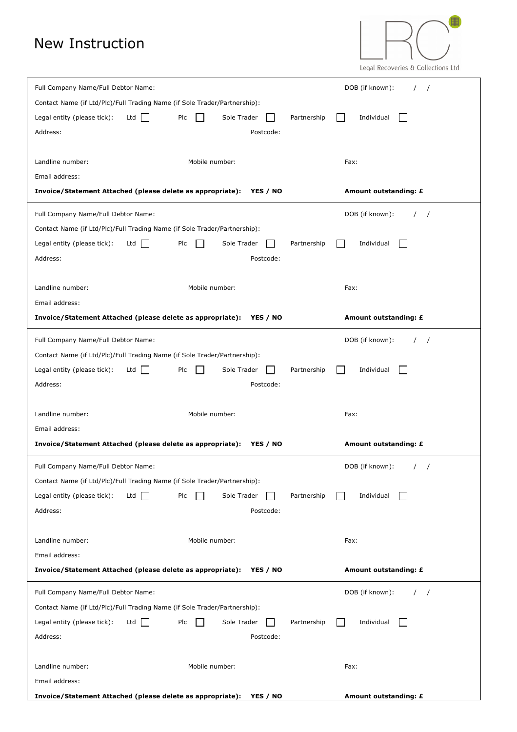# New Instruction

Legal Recoveries & Collections Ltd

---

Full Company Name/Full Debtor Name: DOB (if known): / /

Contact Name (if Ltd/Plc)/Full Trading Name (if Sole Trader/Partnership):

Legal entity (please tick): Ltd ☐ Plc ☐ Sole Trader ☐ Partnership ☐ Individual ☐

Address: Postcode:

Landline number: Mobile number: Fax:

Email address:

**Invoice/Statement Attached (please delete as appropriate): YES / NO** **Amount outstanding: £**

---

Full Company Name/Full Debtor Name: DOB (if known): / /

Contact Name (if Ltd/Plc)/Full Trading Name (if Sole Trader/Partnership):

Legal entity (please tick): Ltd ☐ Plc ☐ Sole Trader ☐ Partnership ☐ Individual ☐

Address: Postcode:

Landline number: Mobile number: Fax:

Email address:

**Invoice/Statement Attached (please delete as appropriate): YES / NO** **Amount outstanding: £**

---

Full Company Name/Full Debtor Name: DOB (if known): / /

Contact Name (if Ltd/Plc)/Full Trading Name (if Sole Trader/Partnership):

Legal entity (please tick): Ltd ☐ Plc ☐ Sole Trader ☐ Partnership ☐ Individual ☐

Address: Postcode:

Landline number: Mobile number: Fax:

Email address:

**Invoice/Statement Attached (please delete as appropriate): YES / NO** **Amount outstanding: £**

---

Full Company Name/Full Debtor Name: DOB (if known): / /

Contact Name (if Ltd/Plc)/Full Trading Name (if Sole Trader/Partnership):

Legal entity (please tick): Ltd ☐ Plc ☐ Sole Trader ☐ Partnership ☐ Individual ☐

Address: Postcode:

Landline number: Mobile number: Fax:

Email address:

**Invoice/Statement Attached (please delete as appropriate): YES / NO** **Amount outstanding: £**

---

Full Company Name/Full Debtor Name: DOB (if known): / /

Contact Name (if Ltd/Plc)/Full Trading Name (if Sole Trader/Partnership):

Legal entity (please tick): Ltd ☐ Plc ☐ Sole Trader ☐ Partnership ☐ Individual ☐

Address: Postcode:

Landline number: Mobile number: Fax:

Email address:

**Invoice/Statement Attached (please delete as appropriate): YES / NO** **Amount outstanding: £**